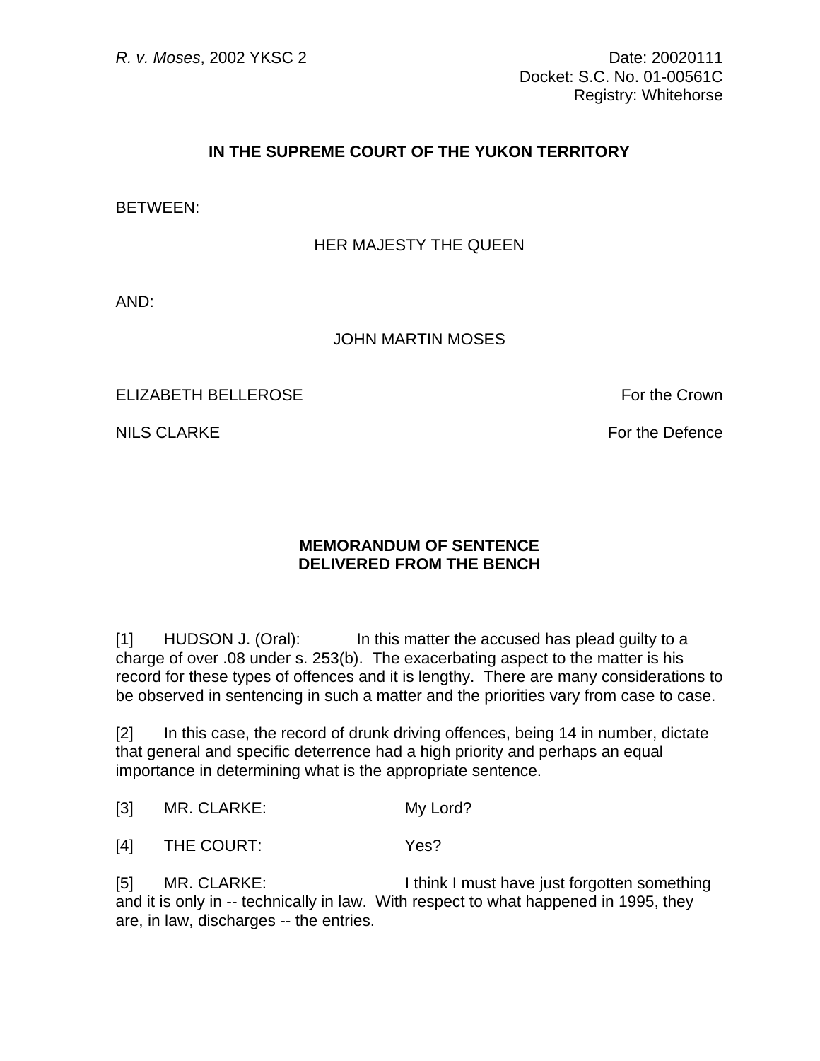*R. v. Moses*, 2002 YKSC 2

Date: 20020111
Docket: S.C. No. 01-00561C
Registry: Whitehorse

**IN THE SUPREME COURT OF THE YUKON TERRITORY**

BETWEEN:

HER MAJESTY THE QUEEN

AND:

JOHN MARTIN MOSES

ELIZABETH BELLEROSE — For the Crown

NILS CLARKE — For the Defence

**MEMORANDUM OF SENTENCE**
**DELIVERED FROM THE BENCH**

[1] HUDSON J. (Oral): In this matter the accused has plead guilty to a charge of over .08 under s. 253(b). The exacerbating aspect to the matter is his record for these types of offences and it is lengthy. There are many considerations to be observed in sentencing in such a matter and the priorities vary from case to case.

[2] In this case, the record of drunk driving offences, being 14 in number, dictate that general and specific deterrence had a high priority and perhaps an equal importance in determining what is the appropriate sentence.

[3] MR. CLARKE: My Lord?

[4] THE COURT: Yes?

[5] MR. CLARKE: I think I must have just forgotten something and it is only in -- technically in law. With respect to what happened in 1995, they are, in law, discharges -- the entries.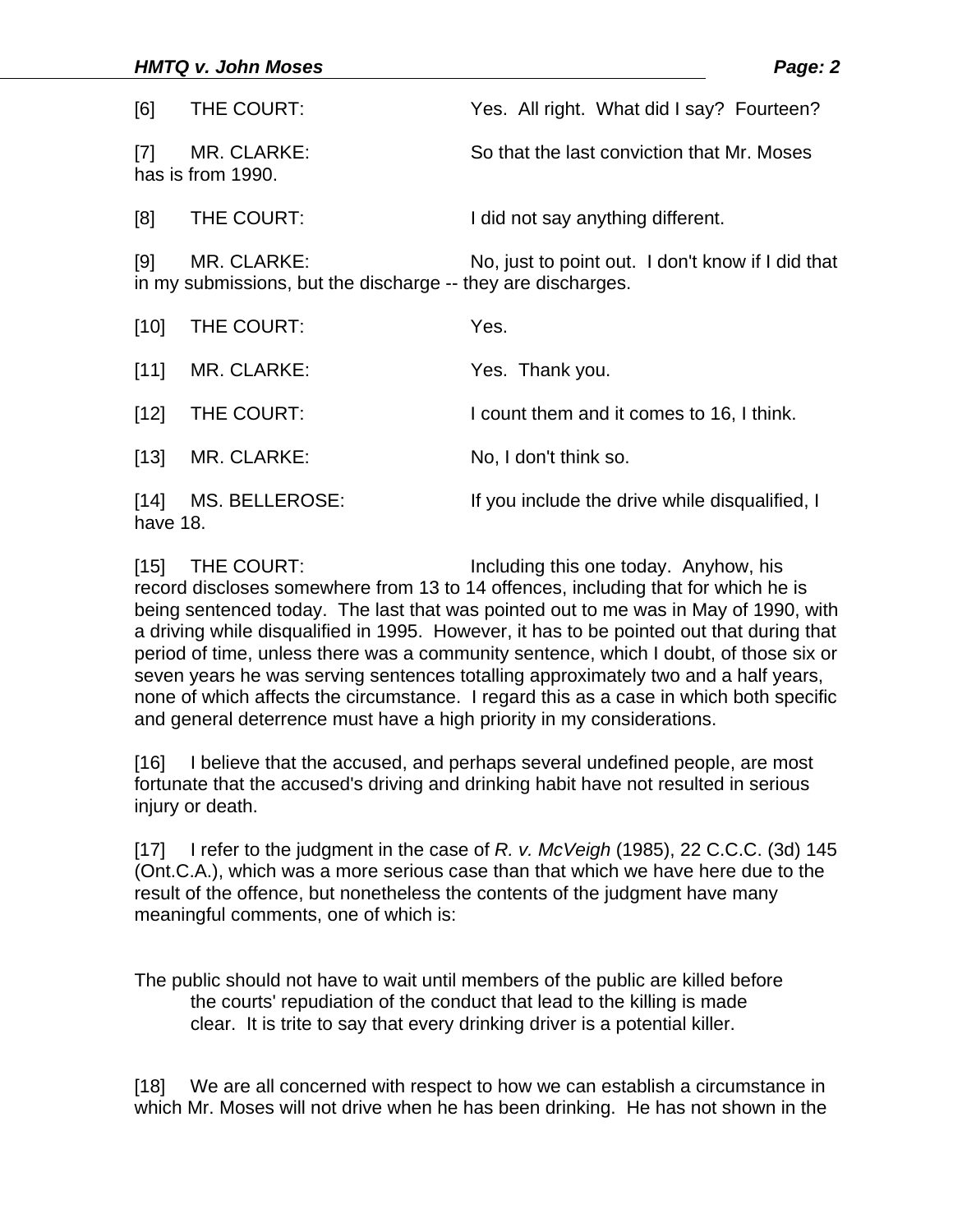[6] THE COURT: Yes. All right. What did I say? Fourteen?

[7] MR. CLARKE: So that the last conviction that Mr. Moses has is from 1990.

[8] THE COURT: I did not say anything different.

[9] MR. CLARKE: No, just to point out. I don't know if I did that in my submissions, but the discharge -- they are discharges.

[10] THE COURT: Yes.

[11] MR. CLARKE: Yes. Thank you.

[12] THE COURT: I count them and it comes to 16, I think.

[13] MR. CLARKE: No, I don't think so.

[14] MS. BELLEROSE: If you include the drive while disqualified, I have 18.

[15] THE COURT: Including this one today. Anyhow, his record discloses somewhere from 13 to 14 offences, including that for which he is being sentenced today. The last that was pointed out to me was in May of 1990, with a driving while disqualified in 1995. However, it has to be pointed out that during that period of time, unless there was a community sentence, which I doubt, of those six or seven years he was serving sentences totalling approximately two and a half years, none of which affects the circumstance. I regard this as a case in which both specific and general deterrence must have a high priority in my considerations.

[16] I believe that the accused, and perhaps several undefined people, are most fortunate that the accused's driving and drinking habit have not resulted in serious injury or death.

[17] I refer to the judgment in the case of *R. v. McVeigh* (1985), 22 C.C.C. (3d) 145 (Ont.C.A.), which was a more serious case than that which we have here due to the result of the offence, but nonetheless the contents of the judgment have many meaningful comments, one of which is:

> The public should not have to wait until members of the public are killed before the courts' repudiation of the conduct that lead to the killing is made clear. It is trite to say that every drinking driver is a potential killer.

[18] We are all concerned with respect to how we can establish a circumstance in which Mr. Moses will not drive when he has been drinking. He has not shown in the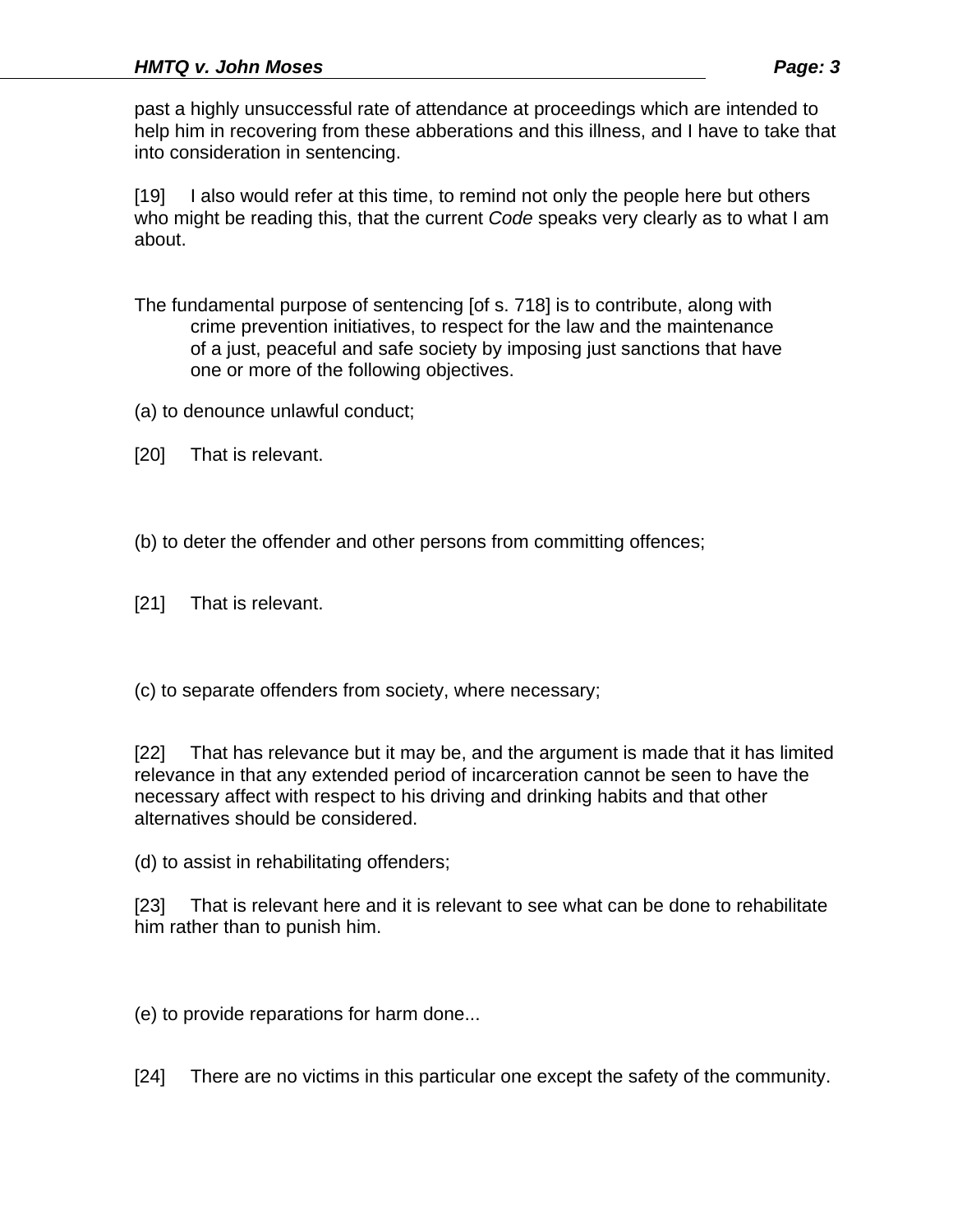past a highly unsuccessful rate of attendance at proceedings which are intended to help him in recovering from these abberations and this illness, and I have to take that into consideration in sentencing.

[19] I also would refer at this time, to remind not only the people here but others who might be reading this, that the current *Code* speaks very clearly as to what I am about.

> The fundamental purpose of sentencing [of s. 718] is to contribute, along with crime prevention initiatives, to respect for the law and the maintenance of a just, peaceful and safe society by imposing just sanctions that have one or more of the following objectives.

(a) to denounce unlawful conduct;

[20] That is relevant.

(b) to deter the offender and other persons from committing offences;

[21] That is relevant.

(c) to separate offenders from society, where necessary;

[22] That has relevance but it may be, and the argument is made that it has limited relevance in that any extended period of incarceration cannot be seen to have the necessary affect with respect to his driving and drinking habits and that other alternatives should be considered.

(d) to assist in rehabilitating offenders;

[23] That is relevant here and it is relevant to see what can be done to rehabilitate him rather than to punish him.

(e) to provide reparations for harm done...

[24] There are no victims in this particular one except the safety of the community.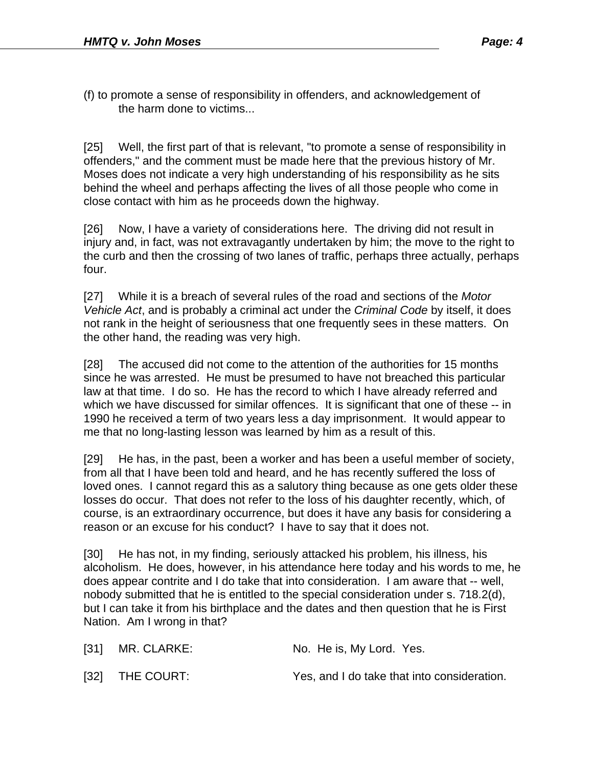(f) to promote a sense of responsibility in offenders, and acknowledgement of the harm done to victims...

[25] Well, the first part of that is relevant, "to promote a sense of responsibility in offenders," and the comment must be made here that the previous history of Mr. Moses does not indicate a very high understanding of his responsibility as he sits behind the wheel and perhaps affecting the lives of all those people who come in close contact with him as he proceeds down the highway.

[26] Now, I have a variety of considerations here. The driving did not result in injury and, in fact, was not extravagantly undertaken by him; the move to the right to the curb and then the crossing of two lanes of traffic, perhaps three actually, perhaps four.

[27] While it is a breach of several rules of the road and sections of the *Motor Vehicle Act*, and is probably a criminal act under the *Criminal Code* by itself, it does not rank in the height of seriousness that one frequently sees in these matters. On the other hand, the reading was very high.

[28] The accused did not come to the attention of the authorities for 15 months since he was arrested. He must be presumed to have not breached this particular law at that time. I do so. He has the record to which I have already referred and which we have discussed for similar offences. It is significant that one of these -- in 1990 he received a term of two years less a day imprisonment. It would appear to me that no long-lasting lesson was learned by him as a result of this.

[29] He has, in the past, been a worker and has been a useful member of society, from all that I have been told and heard, and he has recently suffered the loss of loved ones. I cannot regard this as a salutory thing because as one gets older these losses do occur. That does not refer to the loss of his daughter recently, which, of course, is an extraordinary occurrence, but does it have any basis for considering a reason or an excuse for his conduct? I have to say that it does not.

[30] He has not, in my finding, seriously attacked his problem, his illness, his alcoholism. He does, however, in his attendance here today and his words to me, he does appear contrite and I do take that into consideration. I am aware that -- well, nobody submitted that he is entitled to the special consideration under s. 718.2(d), but I can take it from his birthplace and the dates and then question that he is First Nation. Am I wrong in that?

[31] MR. CLARKE: No. He is, My Lord. Yes.

[32] THE COURT: Yes, and I do take that into consideration.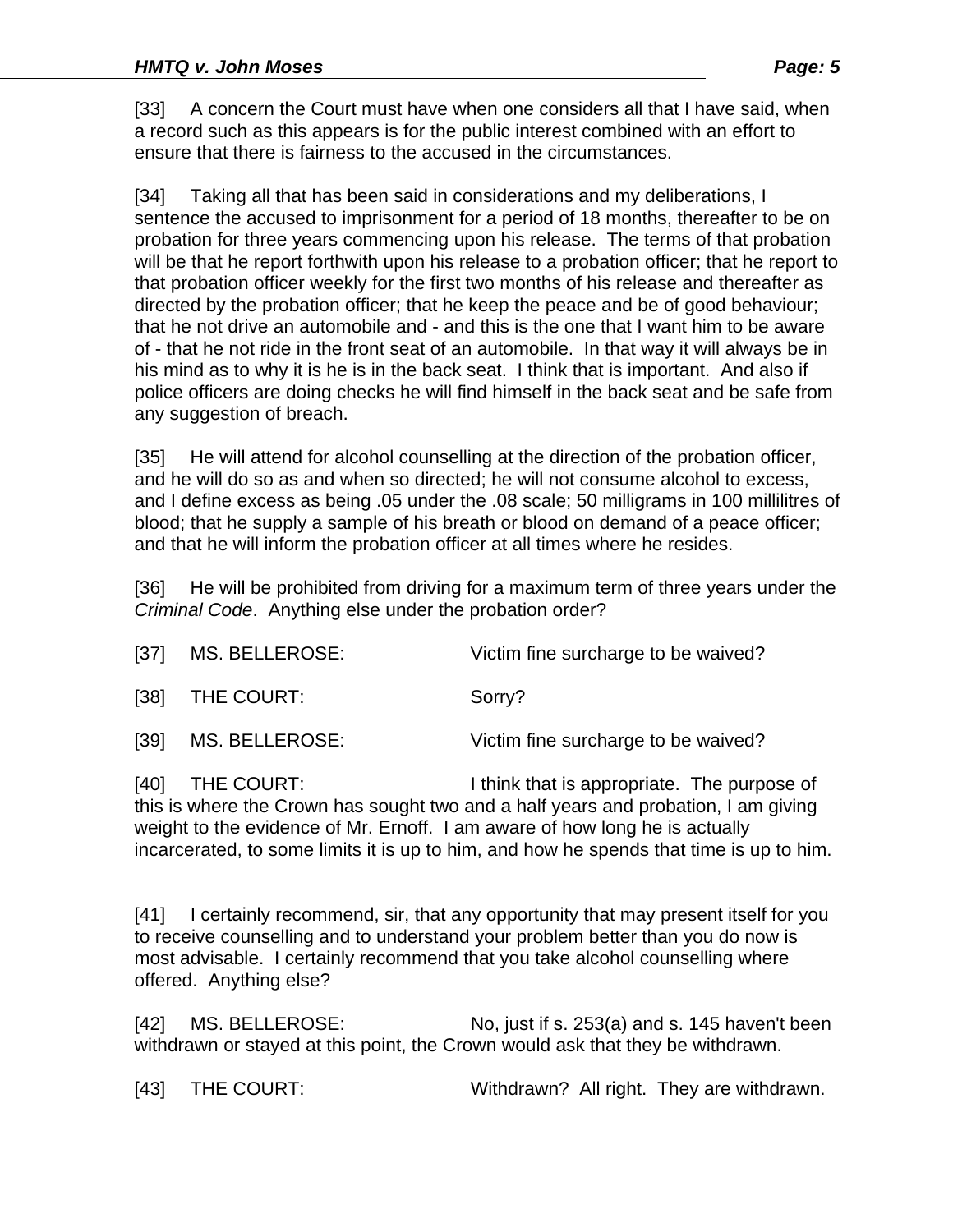[33] A concern the Court must have when one considers all that I have said, when a record such as this appears is for the public interest combined with an effort to ensure that there is fairness to the accused in the circumstances.

[34] Taking all that has been said in considerations and my deliberations, I sentence the accused to imprisonment for a period of 18 months, thereafter to be on probation for three years commencing upon his release. The terms of that probation will be that he report forthwith upon his release to a probation officer; that he report to that probation officer weekly for the first two months of his release and thereafter as directed by the probation officer; that he keep the peace and be of good behaviour; that he not drive an automobile and - and this is the one that I want him to be aware of - that he not ride in the front seat of an automobile. In that way it will always be in his mind as to why it is he is in the back seat. I think that is important. And also if police officers are doing checks he will find himself in the back seat and be safe from any suggestion of breach.

[35] He will attend for alcohol counselling at the direction of the probation officer, and he will do so as and when so directed; he will not consume alcohol to excess, and I define excess as being .05 under the .08 scale; 50 milligrams in 100 millilitres of blood; that he supply a sample of his breath or blood on demand of a peace officer; and that he will inform the probation officer at all times where he resides.

[36] He will be prohibited from driving for a maximum term of three years under the *Criminal Code*. Anything else under the probation order?

[37] MS. BELLEROSE: Victim fine surcharge to be waived?

[38] THE COURT: Sorry?

[39] MS. BELLEROSE: Victim fine surcharge to be waived?

[40] THE COURT: I think that is appropriate. The purpose of this is where the Crown has sought two and a half years and probation, I am giving weight to the evidence of Mr. Ernoff. I am aware of how long he is actually incarcerated, to some limits it is up to him, and how he spends that time is up to him.

[41] I certainly recommend, sir, that any opportunity that may present itself for you to receive counselling and to understand your problem better than you do now is most advisable. I certainly recommend that you take alcohol counselling where offered. Anything else?

[42] MS. BELLEROSE: No, just if s. 253(a) and s. 145 haven't been withdrawn or stayed at this point, the Crown would ask that they be withdrawn.

[43] THE COURT: Withdrawn? All right. They are withdrawn.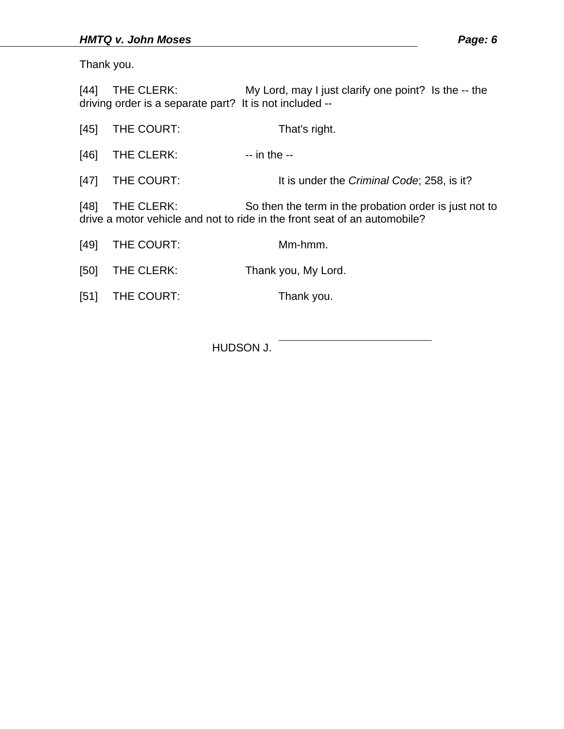Thank you.

[44] THE CLERK: My Lord, may I just clarify one point? Is the -- the driving order is a separate part? It is not included --

[45] THE COURT: That's right.

[46] THE CLERK: -- in the --

[47] THE COURT: It is under the *Criminal Code*; 258, is it?

[48] THE CLERK: So then the term in the probation order is just not to drive a motor vehicle and not to ride in the front seat of an automobile?

[49] THE COURT: Mm-hmm.

[50] THE CLERK: Thank you, My Lord.

[51] THE COURT: Thank you.

HUDSON J. ____________________________